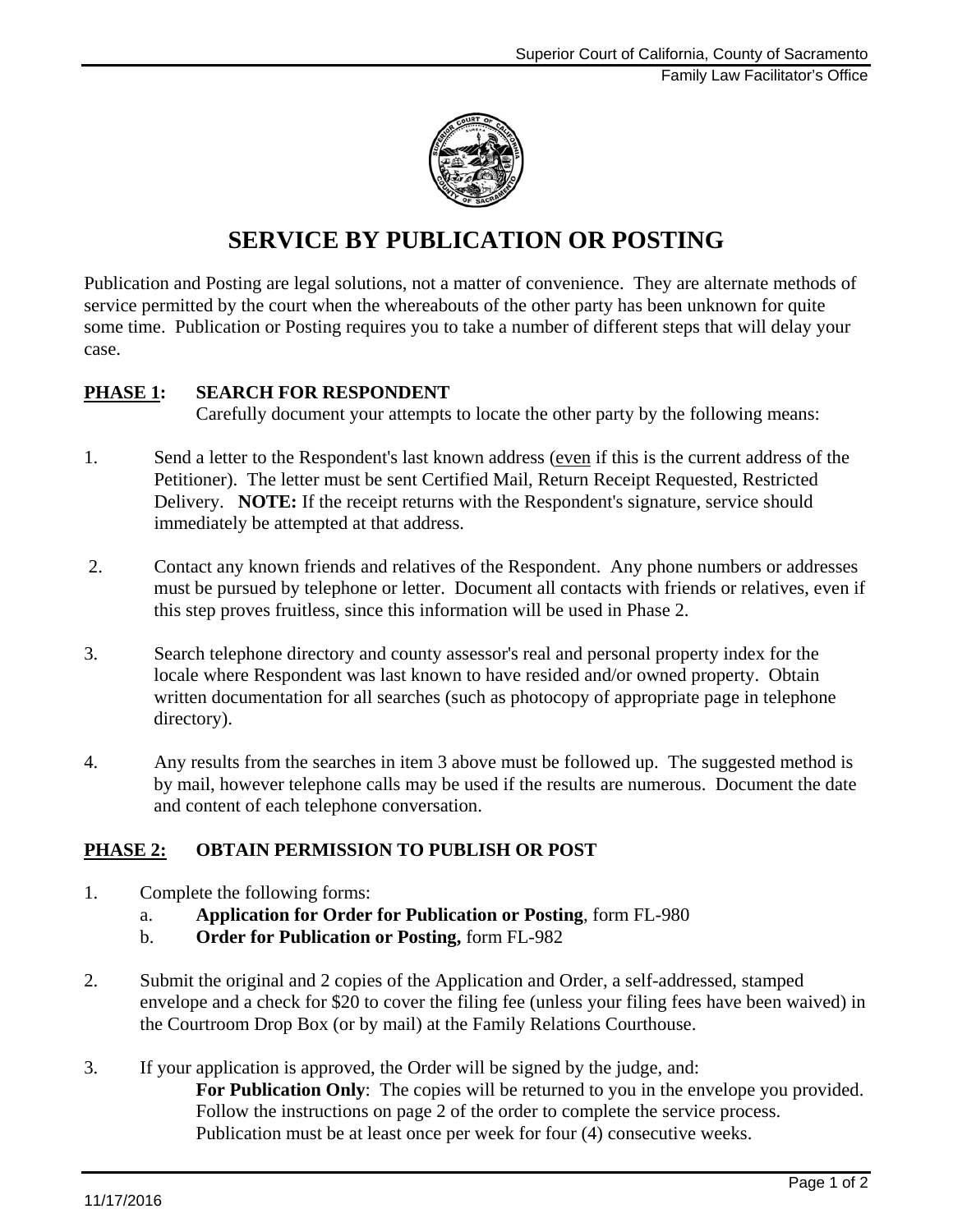# SERVICE BY PUBLICATION OR POSTING

Publication and Posting are legal solutions, not a matter of convenience. They are alternate methods of service permitted by the court when the whereabouts of the other party has been unknown for quite some time. Publication or Posting requires you to take a number of different steps that will delay your case.

## PHASE 1: SEARCH FOR RESPONDENT

Carefully document your attempts to locate the other party by the following means:

1. Send a letter to the Respondent's last known address (even if this is the current address of the Petitioner). The letter must be sent Certified Mail, Return Receipt Requested, Restricted Delivery. **NOTE:** If the receipt returns with the Respondent's signature, service should immediately be attempted at that address.

2. Contact any known friends and relatives of the Respondent. Any phone numbers or addresses must be pursued by telephone or letter. Document all contacts with friends or relatives, even if this step proves fruitless, since this information will be used in Phase 2.

3. Search telephone directory and county assessor's real and personal property index for the locale where Respondent was last known to have resided and/or owned property. Obtain written documentation for all searches (such as photocopy of appropriate page in telephone directory).

4. Any results from the searches in item 3 above must be followed up. The suggested method is by mail, however telephone calls may be used if the results are numerous. Document the date and content of each telephone conversation.

## PHASE 2: OBTAIN PERMISSION TO PUBLISH OR POST

1. Complete the following forms:
   a. **Application for Order for Publication or Posting**, form FL-980
   b. **Order for Publication or Posting,** form FL-982

2. Submit the original and 2 copies of the Application and Order, a self-addressed, stamped envelope and a check for $20 to cover the filing fee (unless your filing fees have been waived) in the Courtroom Drop Box (or by mail) at the Family Relations Courthouse.

3. If your application is approved, the Order will be signed by the judge, and:

   **For Publication Only**: The copies will be returned to you in the envelope you provided. Follow the instructions on page 2 of the order to complete the service process. Publication must be at least once per week for four (4) consecutive weeks.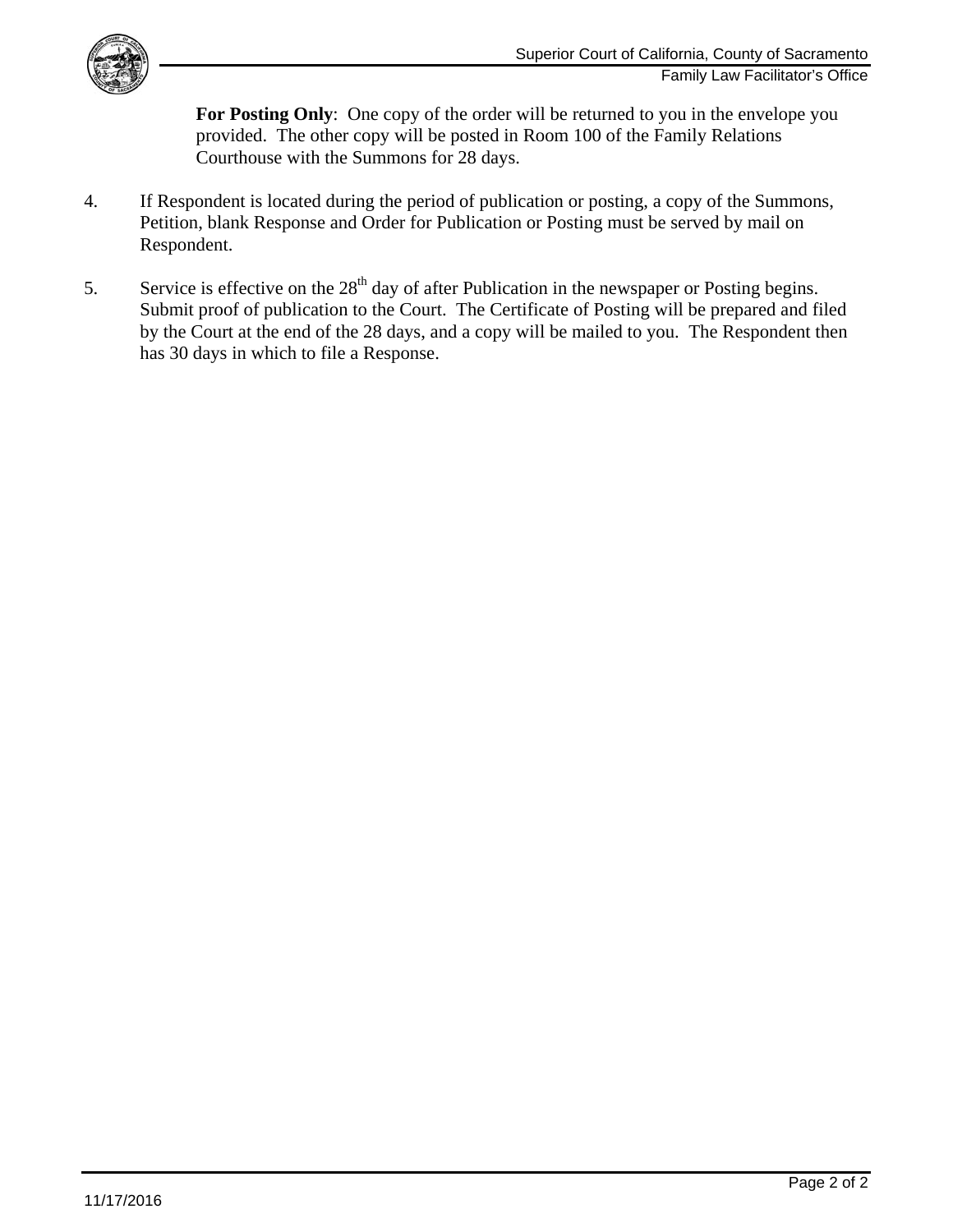**For Posting Only**: One copy of the order will be returned to you in the envelope you provided. The other copy will be posted in Room 100 of the Family Relations Courthouse with the Summons for 28 days.

4. If Respondent is located during the period of publication or posting, a copy of the Summons, Petition, blank Response and Order for Publication or Posting must be served by mail on Respondent.

5. Service is effective on the 28th day of after Publication in the newspaper or Posting begins. Submit proof of publication to the Court. The Certificate of Posting will be prepared and filed by the Court at the end of the 28 days, and a copy will be mailed to you. The Respondent then has 30 days in which to file a Response.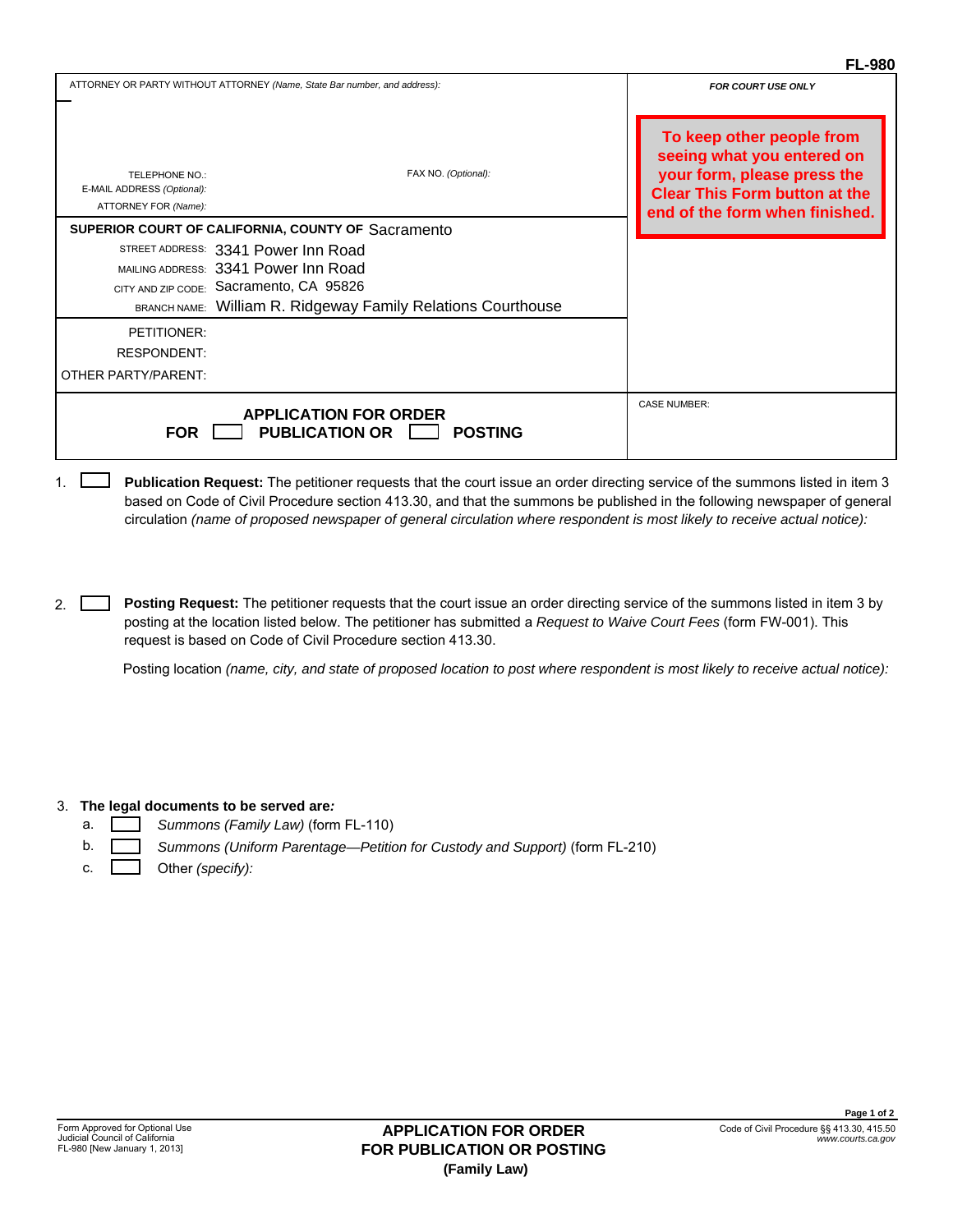FL-980

| ATTORNEY OR PARTY WITHOUT ATTORNEY *(Name, State Bar number, and address):* | *FOR COURT USE ONLY* |
|---|---|
| TELEPHONE NO.: FAX NO. *(Optional):* | **To keep other people from seeing what you entered on your form, please press the Clear This Form button at the end of the form when finished.** |
| E-MAIL ADDRESS *(Optional):* | |
| ATTORNEY FOR *(Name):* | |
| **SUPERIOR COURT OF CALIFORNIA, COUNTY OF** Sacramento | |
| STREET ADDRESS: 3341 Power Inn Road | |
| MAILING ADDRESS: 3341 Power Inn Road | |
| CITY AND ZIP CODE: Sacramento, CA 95826 | |
| BRANCH NAME: William R. Ridgeway Family Relations Courthouse | |
| PETITIONER: | |
| RESPONDENT: | |
| OTHER PARTY/PARENT: | |
| **APPLICATION FOR ORDER FOR ☐ PUBLICATION OR ☐ POSTING** | CASE NUMBER: |

1. ☐ **Publication Request:** The petitioner requests that the court issue an order directing service of the summons listed in item 3 based on Code of Civil Procedure section 413.30, and that the summons be published in the following newspaper of general circulation *(name of proposed newspaper of general circulation where respondent is most likely to receive actual notice):*

2. ☐ **Posting Request:** The petitioner requests that the court issue an order directing service of the summons listed in item 3 by posting at the location listed below. The petitioner has submitted a *Request to Waive Court Fees* (form FW-001). This request is based on Code of Civil Procedure section 413.30.

   Posting location *(name, city, and state of proposed location to post where respondent is most likely to receive actual notice):*

3. **The legal documents to be served are*:***
   a. ☐ *Summons (Family Law)* (form FL-110)
   b. ☐ *Summons (Uniform Parentage—Petition for Custody and Support)* (form FL-210)
   c. ☐ Other *(specify):*

Form Approved for Optional Use
Judicial Council of California
FL-980 [New January 1, 2013]

**APPLICATION FOR ORDER FOR PUBLICATION OR POSTING (Family Law)**

Code of Civil Procedure §§ 413.30, 415.50
*www.courts.ca.gov*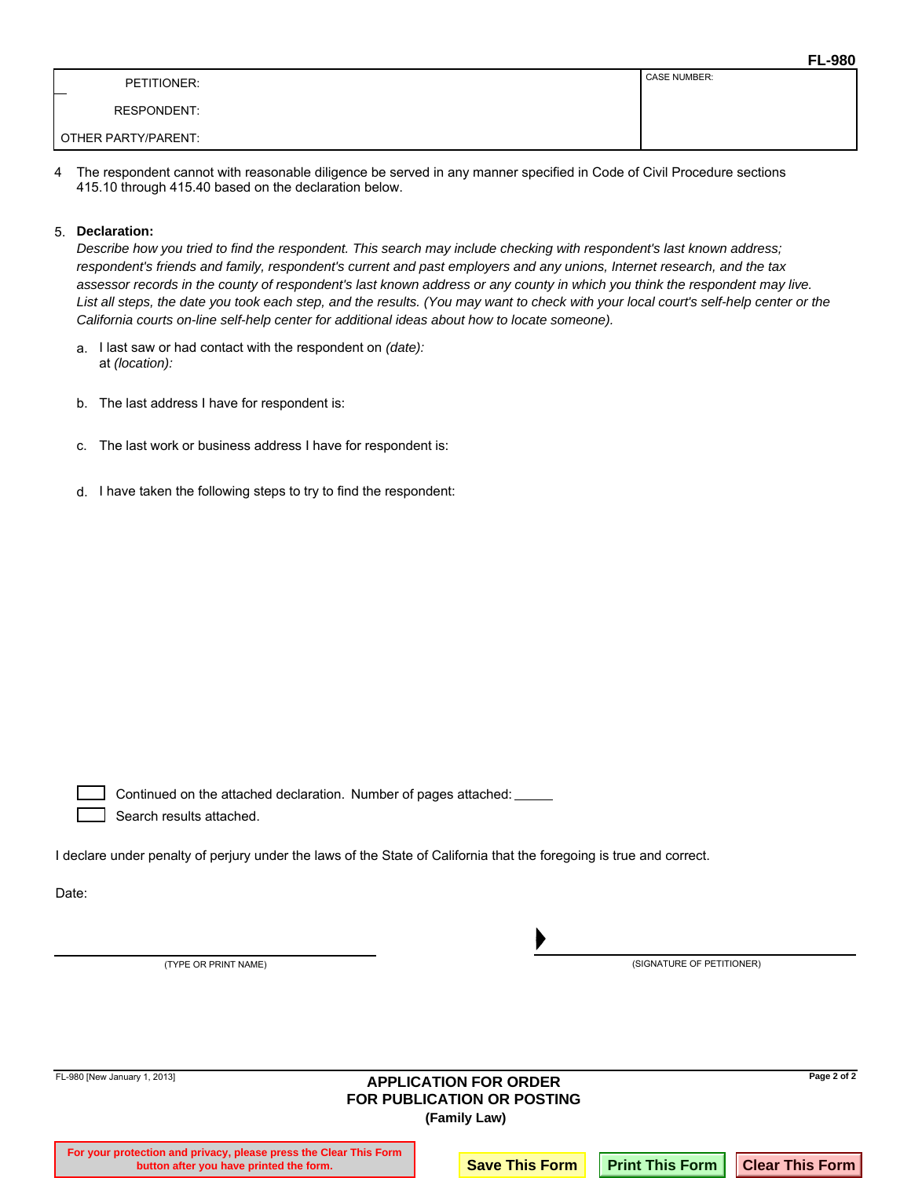**FL-980**

| PETITIONER: | CASE NUMBER: |
|---|---|
| RESPONDENT: | |
| OTHER PARTY/PARENT: | |

4 The respondent cannot with reasonable diligence be served in any manner specified in Code of Civil Procedure sections 415.10 through 415.40 based on the declaration below.

5. **Declaration:**

*Describe how you tried to find the respondent. This search may include checking with respondent's last known address; respondent's friends and family, respondent's current and past employers and any unions, Internet research, and the tax assessor records in the county of respondent's last known address or any county in which you think the respondent may live. List all steps, the date you took each step, and the results. (You may want to check with your local court's self-help center or the California courts on-line self-help center for additional ideas about how to locate someone).*

a. I last saw or had contact with the respondent on *(date):*
at *(location):*

b. The last address I have for respondent is:

c. The last work or business address I have for respondent is:

d. I have taken the following steps to try to find the respondent:

☐ Continued on the attached declaration. Number of pages attached: _____

☐ Search results attached.

I declare under penalty of perjury under the laws of the State of California that the foregoing is true and correct.

Date:

_______________________________ ▶ _______________________________

(TYPE OR PRINT NAME) (SIGNATURE OF PETITIONER)

FL-980 [New January 1, 2013]

**APPLICATION FOR ORDER FOR PUBLICATION OR POSTING (Family Law)**

For your protection and privacy, please press the Clear This Form button after you have printed the form.

Save This Form | Print This Form | Clear This Form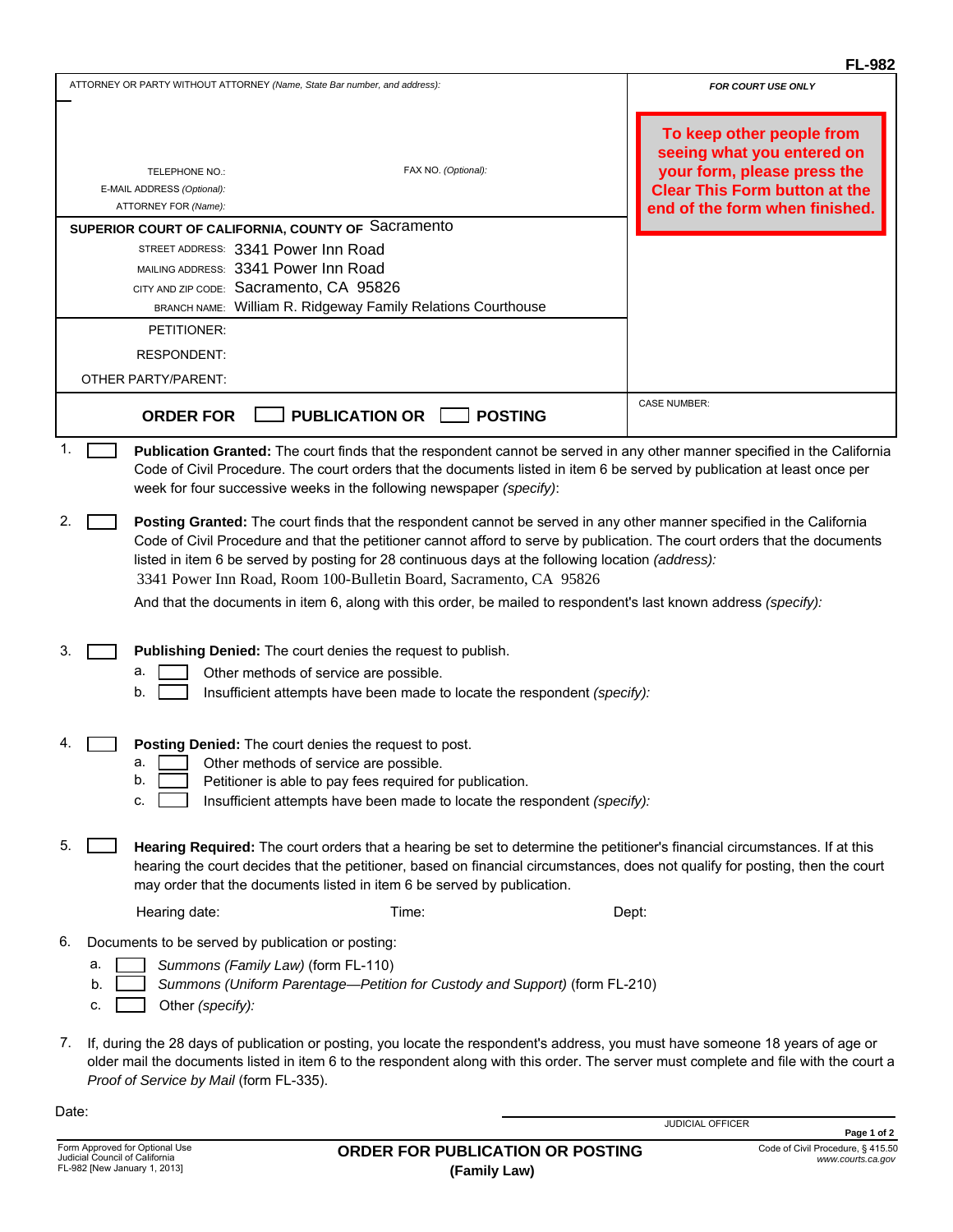FL-982

ATTORNEY OR PARTY WITHOUT ATTORNEY *(Name, State Bar number, and address):*

TELEPHONE NO.: FAX NO. *(Optional):*

E-MAIL ADDRESS *(Optional):*

ATTORNEY FOR *(Name):*

FOR COURT USE ONLY

**To keep other people from seeing what you entered on your form, please press the Clear This Form button at the end of the form when finished.**

**SUPERIOR COURT OF CALIFORNIA, COUNTY OF** Sacramento

STREET ADDRESS: 3341 Power Inn Road

MAILING ADDRESS: 3341 Power Inn Road

CITY AND ZIP CODE: Sacramento, CA 95826

BRANCH NAME: William R. Ridgeway Family Relations Courthouse

PETITIONER:

RESPONDENT:

OTHER PARTY/PARENT:

## ORDER FOR ☐ PUBLICATION OR ☐ POSTING

CASE NUMBER:

1. ☐ **Publication Granted:** The court finds that the respondent cannot be served in any other manner specified in the California Code of Civil Procedure. The court orders that the documents listed in item 6 be served by publication at least once per week for four successive weeks in the following newspaper *(specify)*:

2. ☐ **Posting Granted:** The court finds that the respondent cannot be served in any other manner specified in the California Code of Civil Procedure and that the petitioner cannot afford to serve by publication. The court orders that the documents listed in item 6 be served by posting for 28 continuous days at the following location *(address):*
   3341 Power Inn Road, Room 100-Bulletin Board, Sacramento, CA 95826

   And that the documents in item 6, along with this order, be mailed to respondent's last known address *(specify):*

3. ☐ **Publishing Denied:** The court denies the request to publish.
   a. ☐ Other methods of service are possible.
   b. ☐ Insufficient attempts have been made to locate the respondent *(specify):*

4. ☐ **Posting Denied:** The court denies the request to post.
   a. ☐ Other methods of service are possible.
   b. ☐ Petitioner is able to pay fees required for publication.
   c. ☐ Insufficient attempts have been made to locate the respondent *(specify):*

5. ☐ **Hearing Required:** The court orders that a hearing be set to determine the petitioner's financial circumstances. If at this hearing the court decides that the petitioner, based on financial circumstances, does not qualify for posting, then the court may order that the documents listed in item 6 be served by publication.

   Hearing date: Time: Dept:

6. Documents to be served by publication or posting:
   a. ☐ *Summons (Family Law)* (form FL-110)
   b. ☐ *Summons (Uniform Parentage—Petition for Custody and Support)* (form FL-210)
   c. ☐ Other *(specify):*

7. If, during the 28 days of publication or posting, you locate the respondent's address, you must have someone 18 years of age or older mail the documents listed in item 6 to the respondent along with this order. The server must complete and file with the court a *Proof of Service by Mail* (form FL-335).

Date:

JUDICIAL OFFICER

Form Approved for Optional Use
Judicial Council of California
FL-982 [New January 1, 2013]

**ORDER FOR PUBLICATION OR POSTING**
**(Family Law)**

Code of Civil Procedure, § 415.50
*www.courts.ca.gov*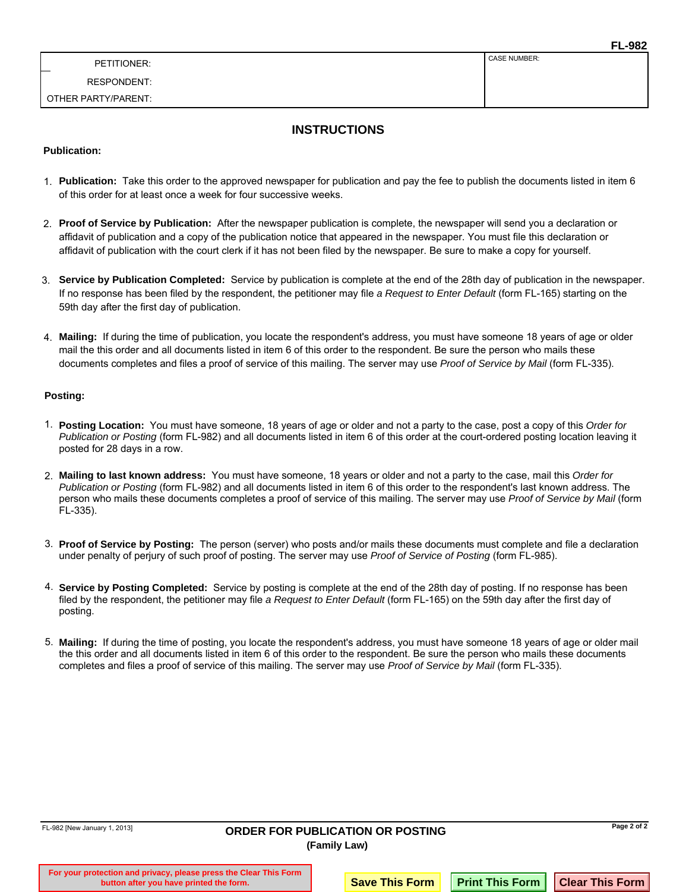| PETITIONER: | CASE NUMBER: |
|---|---|
| RESPONDENT: | |
| OTHER PARTY/PARENT: | |

## INSTRUCTIONS

**Publication:**

1. **Publication:** Take this order to the approved newspaper for publication and pay the fee to publish the documents listed in item 6 of this order for at least once a week for four successive weeks.

2. **Proof of Service by Publication:** After the newspaper publication is complete, the newspaper will send you a declaration or affidavit of publication and a copy of the publication notice that appeared in the newspaper. You must file this declaration or affidavit of publication with the court clerk if it has not been filed by the newspaper. Be sure to make a copy for yourself.

3. **Service by Publication Completed:** Service by publication is complete at the end of the 28th day of publication in the newspaper. If no response has been filed by the respondent, the petitioner may file *a Request to Enter Default* (form FL-165) starting on the 59th day after the first day of publication.

4. **Mailing:** If during the time of publication, you locate the respondent's address, you must have someone 18 years of age or older mail the this order and all documents listed in item 6 of this order to the respondent. Be sure the person who mails these documents completes and files a proof of service of this mailing. The server may use *Proof of Service by Mail* (form FL-335).

**Posting:**

1. **Posting Location:** You must have someone, 18 years of age or older and not a party to the case, post a copy of this *Order for Publication or Posting* (form FL-982) and all documents listed in item 6 of this order at the court-ordered posting location leaving it posted for 28 days in a row.

2. **Mailing to last known address:** You must have someone, 18 years or older and not a party to the case, mail this *Order for Publication or Posting* (form FL-982) and all documents listed in item 6 of this order to the respondent's last known address. The person who mails these documents completes a proof of service of this mailing. The server may use *Proof of Service by Mail* (form FL-335).

3. **Proof of Service by Posting:** The person (server) who posts and/or mails these documents must complete and file a declaration under penalty of perjury of such proof of posting. The server may use *Proof of Service of Posting* (form FL-985).

4. **Service by Posting Completed:** Service by posting is complete at the end of the 28th day of posting. If no response has been filed by the respondent, the petitioner may file *a Request to Enter Default* (form FL-165) on the 59th day after the first day of posting.

5. **Mailing:** If during the time of posting, you locate the respondent's address, you must have someone 18 years of age or older mail the this order and all documents listed in item 6 of this order to the respondent. Be sure the person who mails these documents completes and files a proof of service of this mailing. The server may use *Proof of Service by Mail* (form FL-335).

FL-982 [New January 1, 2013]

**ORDER FOR PUBLICATION OR POSTING**
**(Family Law)**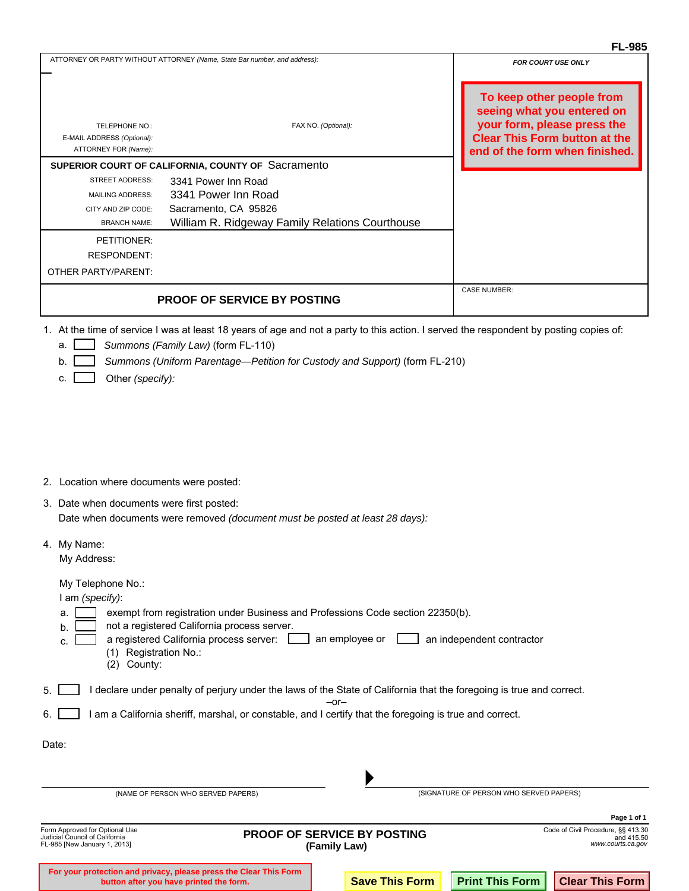**FL-985**

| ATTORNEY OR PARTY WITHOUT ATTORNEY *(Name, State Bar number, and address):* | *FOR COURT USE ONLY* |
|---|---|
| TELEPHONE NO.: FAX NO. *(Optional):* | **To keep other people from seeing what you entered on your form, please press the Clear This Form button at the end of the form when finished.** |
| E-MAIL ADDRESS *(Optional):* | |
| ATTORNEY FOR *(Name):* | |
| **SUPERIOR COURT OF CALIFORNIA, COUNTY OF** Sacramento | |
| STREET ADDRESS: 3341 Power Inn Road | |
| MAILING ADDRESS: 3341 Power Inn Road | |
| CITY AND ZIP CODE: Sacramento, CA 95826 | |
| BRANCH NAME: William R. Ridgeway Family Relations Courthouse | |
| PETITIONER: | |
| RESPONDENT: | |
| OTHER PARTY/PARENT: | |
| **PROOF OF SERVICE BY POSTING** | CASE NUMBER: |

1. At the time of service I was at least 18 years of age and not a party to this action. I served the respondent by posting copies of:
   a. ☐ *Summons (Family Law)* (form FL-110)
   b. ☐ *Summons (Uniform Parentage—Petition for Custody and Support)* (form FL-210)
   c. ☐ Other *(specify):*

2. Location where documents were posted:

3. Date when documents were first posted:
   Date when documents were removed *(document must be posted at least 28 days):*

4. My Name:
   My Address:

   My Telephone No.:
   I am *(specify)*:
   a. ☐ exempt from registration under Business and Professions Code section 22350(b).
   b. ☐ not a registered California process server.
   c. ☐ a registered California process server: ☐ an employee or ☐ an independent contractor
      (1) Registration No.:
      (2) County:

5. ☐ I declare under penalty of perjury under the laws of the State of California that the foregoing is true and correct.

–or–

6. ☐ I am a California sheriff, marshal, or constable, and I certify that the foregoing is true and correct.

Date:

_______________________________ ▶ _______________________________
(NAME OF PERSON WHO SERVED PAPERS) (SIGNATURE OF PERSON WHO SERVED PAPERS)

Form Approved for Optional Use
Judicial Council of California
FL-985 [New January 1, 2013]

**PROOF OF SERVICE BY POSTING**
**(Family Law)**

Code of Civil Procedure, §§ 413.30 and 415.50
*www.courts.ca.gov*

**For your protection and privacy, please press the Clear This Form button after you have printed the form.**

**Save This Form** **Print This Form** **Clear This Form**